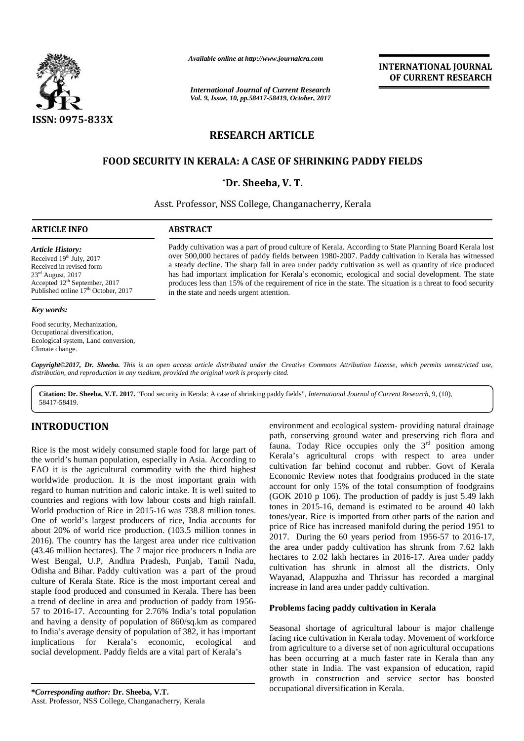ISSN: 0975-833X

*Available online at http://www.journalcra.com*

*International Journal of Current Research*
*Vol. 9, Issue, 10, pp.58417-58419, October, 2017*

**INTERNATIONAL JOURNAL OF CURRENT RESEARCH**

## RESEARCH ARTICLE

# FOOD SECURITY IN KERALA: A CASE OF SHRINKING PADDY FIELDS

**\*Dr. Sheeba, V. T.**

Asst. Professor, NSS College, Changanacherry, Kerala

**ARTICLE INFO**

*Article History:*

Received 19th July, 2017
Received in revised form
23rd August, 2017
Accepted 12th September, 2017
Published online 17th October, 2017

*Key words:*

Food security, Mechanization, Occupational diversification, Ecological system, Land conversion, Climate change.

**ABSTRACT**

Paddy cultivation was a part of proud culture of Kerala. According to State Planning Board Kerala lost over 500,000 hectares of paddy fields between 1980-2007. Paddy cultivation in Kerala has witnessed a steady decline. The sharp fall in area under paddy cultivation as well as quantity of rice produced has had important implication for Kerala's economic, ecological and social development. The state produces less than 15% of the requirement of rice in the state. The situation is a threat to food security in the state and needs urgent attention.

***Copyright©2017, Dr. Sheeba.*** *This is an open access article distributed under the Creative Commons Attribution License, which permits unrestricted use, distribution, and reproduction in any medium, provided the original work is properly cited.*

**Citation: Dr. Sheeba, V.T. 2017.** "Food security in Kerala: A case of shrinking paddy fields", *International Journal of Current Research*, 9, (10), 58417-58419.

## INTRODUCTION

Rice is the most widely consumed staple food for large part of the world's human population, especially in Asia. According to FAO it is the agricultural commodity with the third highest worldwide production. It is the most important grain with regard to human nutrition and caloric intake. It is well suited to countries and regions with low labour costs and high rainfall. World production of Rice in 2015-16 was 738.8 million tones. One of world's largest producers of rice, India accounts for about 20% of world rice production. (103.5 million tonnes in 2016). The country has the largest area under rice cultivation (43.46 million hectares). The 7 major rice producers n India are West Bengal, U.P, Andhra Pradesh, Punjab, Tamil Nadu, Odisha and Bihar. Paddy cultivation was a part of the proud culture of Kerala State. Rice is the most important cereal and staple food produced and consumed in Kerala. There has been a trend of decline in area and production of paddy from 1956-57 to 2016-17. Accounting for 2.76% India's total population and having a density of population of 860/sq.km as compared to India's average density of population of 382, it has important implications for Kerala's economic, ecological and social development. Paddy fields are a vital part of Kerala's environment and ecological system- providing natural drainage path, conserving ground water and preserving rich flora and fauna. Today Rice occupies only the 3rd position among Kerala's agricultural crops with respect to area under cultivation far behind coconut and rubber. Govt of Kerala Economic Review notes that foodgrains produced in the state account for only 15% of the total consumption of foodgrains (GOK 2010 p 106). The production of paddy is just 5.49 lakh tones in 2015-16, demand is estimated to be around 40 lakh tones/year. Rice is imported from other parts of the nation and price of Rice has increased manifold during the period 1951 to 2017. During the 60 years period from 1956-57 to 2016-17, the area under paddy cultivation has shrunk from 7.62 lakh hectares to 2.02 lakh hectares in 2016-17. Area under paddy cultivation has shrunk in almost all the districts. Only Wayanad, Alappuzha and Thrissur has recorded a marginal increase in land area under paddy cultivation.

### Problems facing paddy cultivation in Kerala

Seasonal shortage of agricultural labour is major challenge facing rice cultivation in Kerala today. Movement of workforce from agriculture to a diverse set of non agricultural occupations has been occurring at a much faster rate in Kerala than any other state in India. The vast expansion of education, rapid growth in construction and service sector has boosted occupational diversification in Kerala.

***\*Corresponding author:*** **Dr. Sheeba, V.T.**
Asst. Professor, NSS College, Changanacherry, Kerala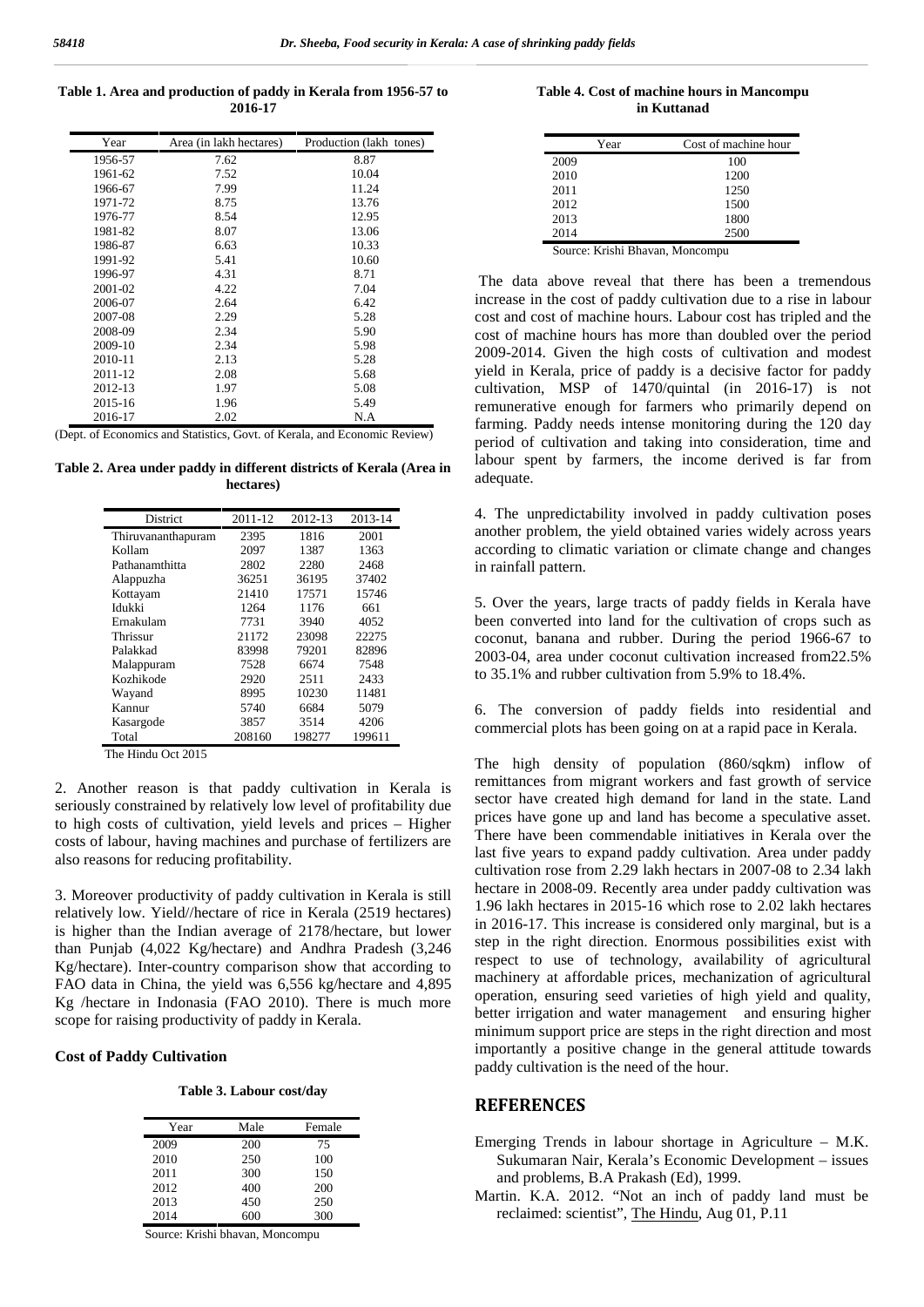**Table 1. Area and production of paddy in Kerala from 1956-57 to 2016-17**

| Year | Area (in lakh hectares) | Production (lakh tones) |
|---|---|---|
| 1956-57 | 7.62 | 8.87 |
| 1961-62 | 7.52 | 10.04 |
| 1966-67 | 7.99 | 11.24 |
| 1971-72 | 8.75 | 13.76 |
| 1976-77 | 8.54 | 12.95 |
| 1981-82 | 8.07 | 13.06 |
| 1986-87 | 6.63 | 10.33 |
| 1991-92 | 5.41 | 10.60 |
| 1996-97 | 4.31 | 8.71 |
| 2001-02 | 4.22 | 7.04 |
| 2006-07 | 2.64 | 6.42 |
| 2007-08 | 2.29 | 5.28 |
| 2008-09 | 2.34 | 5.90 |
| 2009-10 | 2.34 | 5.98 |
| 2010-11 | 2.13 | 5.28 |
| 2011-12 | 2.08 | 5.68 |
| 2012-13 | 1.97 | 5.08 |
| 2015-16 | 1.96 | 5.49 |
| 2016-17 | 2.02 | N.A |

(Dept. of Economics and Statistics, Govt. of Kerala, and Economic Review)

**Table 2. Area under paddy in different districts of Kerala (Area in hectares)**

| District | 2011-12 | 2012-13 | 2013-14 |
|---|---|---|---|
| Thiruvananthapuram | 2395 | 1816 | 2001 |
| Kollam | 2097 | 1387 | 1363 |
| Pathanamthitta | 2802 | 2280 | 2468 |
| Alappuzha | 36251 | 36195 | 37402 |
| Kottayam | 21410 | 17571 | 15746 |
| Idukki | 1264 | 1176 | 661 |
| Ernakulam | 7731 | 3940 | 4052 |
| Thrissur | 21172 | 23098 | 22275 |
| Palakkad | 83998 | 79201 | 82896 |
| Malappuram | 7528 | 6674 | 7548 |
| Kozhikode | 2920 | 2511 | 2433 |
| Wayand | 8995 | 10230 | 11481 |
| Kannur | 5740 | 6684 | 5079 |
| Kasargode | 3857 | 3514 | 4206 |
| Total | 208160 | 198277 | 199611 |

The Hindu Oct 2015

2. Another reason is that paddy cultivation in Kerala is seriously constrained by relatively low level of profitability due to high costs of cultivation, yield levels and prices – Higher costs of labour, having machines and purchase of fertilizers are also reasons for reducing profitability.

3. Moreover productivity of paddy cultivation in Kerala is still relatively low. Yield//hectare of rice in Kerala (2519 hectares) is higher than the Indian average of 2178/hectare, but lower than Punjab (4,022 Kg/hectare) and Andhra Pradesh (3,246 Kg/hectare). Inter-country comparison show that according to FAO data in China, the yield was 6,556 kg/hectare and 4,895 Kg /hectare in Indonasia (FAO 2010). There is much more scope for raising productivity of paddy in Kerala.

## Cost of Paddy Cultivation

**Table 3. Labour cost/day**

| Year | Male | Female |
|---|---|---|
| 2009 | 200 | 75 |
| 2010 | 250 | 100 |
| 2011 | 300 | 150 |
| 2012 | 400 | 200 |
| 2013 | 450 | 250 |
| 2014 | 600 | 300 |

Source: Krishi bhavan, Moncompu

**Table 4. Cost of machine hours in Mancompu in Kuttanad**

| Year | Cost of machine hour |
|---|---|
| 2009 | 100 |
| 2010 | 1200 |
| 2011 | 1250 |
| 2012 | 1500 |
| 2013 | 1800 |
| 2014 | 2500 |

Source: Krishi Bhavan, Moncompu

The data above reveal that there has been a tremendous increase in the cost of paddy cultivation due to a rise in labour cost and cost of machine hours. Labour cost has tripled and the cost of machine hours has more than doubled over the period 2009-2014. Given the high costs of cultivation and modest yield in Kerala, price of paddy is a decisive factor for paddy cultivation, MSP of 1470/quintal (in 2016-17) is not remunerative enough for farmers who primarily depend on farming. Paddy needs intense monitoring during the 120 day period of cultivation and taking into consideration, time and labour spent by farmers, the income derived is far from adequate.

4. The unpredictability involved in paddy cultivation poses another problem, the yield obtained varies widely across years according to climatic variation or climate change and changes in rainfall pattern.

5. Over the years, large tracts of paddy fields in Kerala have been converted into land for the cultivation of crops such as coconut, banana and rubber. During the period 1966-67 to 2003-04, area under coconut cultivation increased from22.5% to 35.1% and rubber cultivation from 5.9% to 18.4%.

6. The conversion of paddy fields into residential and commercial plots has been going on at a rapid pace in Kerala.

The high density of population (860/sqkm) inflow of remittances from migrant workers and fast growth of service sector have created high demand for land in the state. Land prices have gone up and land has become a speculative asset. There have been commendable initiatives in Kerala over the last five years to expand paddy cultivation. Area under paddy cultivation rose from 2.29 lakh hectars in 2007-08 to 2.34 lakh hectare in 2008-09. Recently area under paddy cultivation was 1.96 lakh hectares in 2015-16 which rose to 2.02 lakh hectares in 2016-17. This increase is considered only marginal, but is a step in the right direction. Enormous possibilities exist with respect to use of technology, availability of agricultural machinery at affordable prices, mechanization of agricultural operation, ensuring seed varieties of high yield and quality, better irrigation and water management and ensuring higher minimum support price are steps in the right direction and most importantly a positive change in the general attitude towards paddy cultivation is the need of the hour.

## REFERENCES

Emerging Trends in labour shortage in Agriculture – M.K. Sukumaran Nair, Kerala's Economic Development – issues and problems, B.A Prakash (Ed), 1999.

Martin. K.A. 2012. "Not an inch of paddy land must be reclaimed: scientist", The Hindu, Aug 01, P.11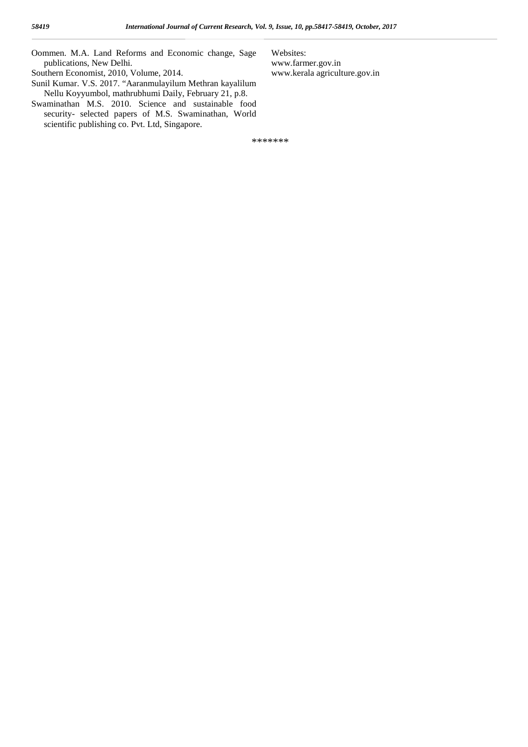Oommen. M.A. Land Reforms and Economic change, Sage publications, New Delhi.

Southern Economist, 2010, Volume, 2014.

Sunil Kumar. V.S. 2017. "Aaranmulayilum Methran kayalilum Nellu Koyyumbol, mathrubhumi Daily, February 21, p.8.

Swaminathan M.S. 2010. Science and sustainable food security- selected papers of M.S. Swaminathan, World scientific publishing co. Pvt. Ltd, Singapore.

Websites:

www.farmer.gov.in

www.kerala agriculture.gov.in

*******